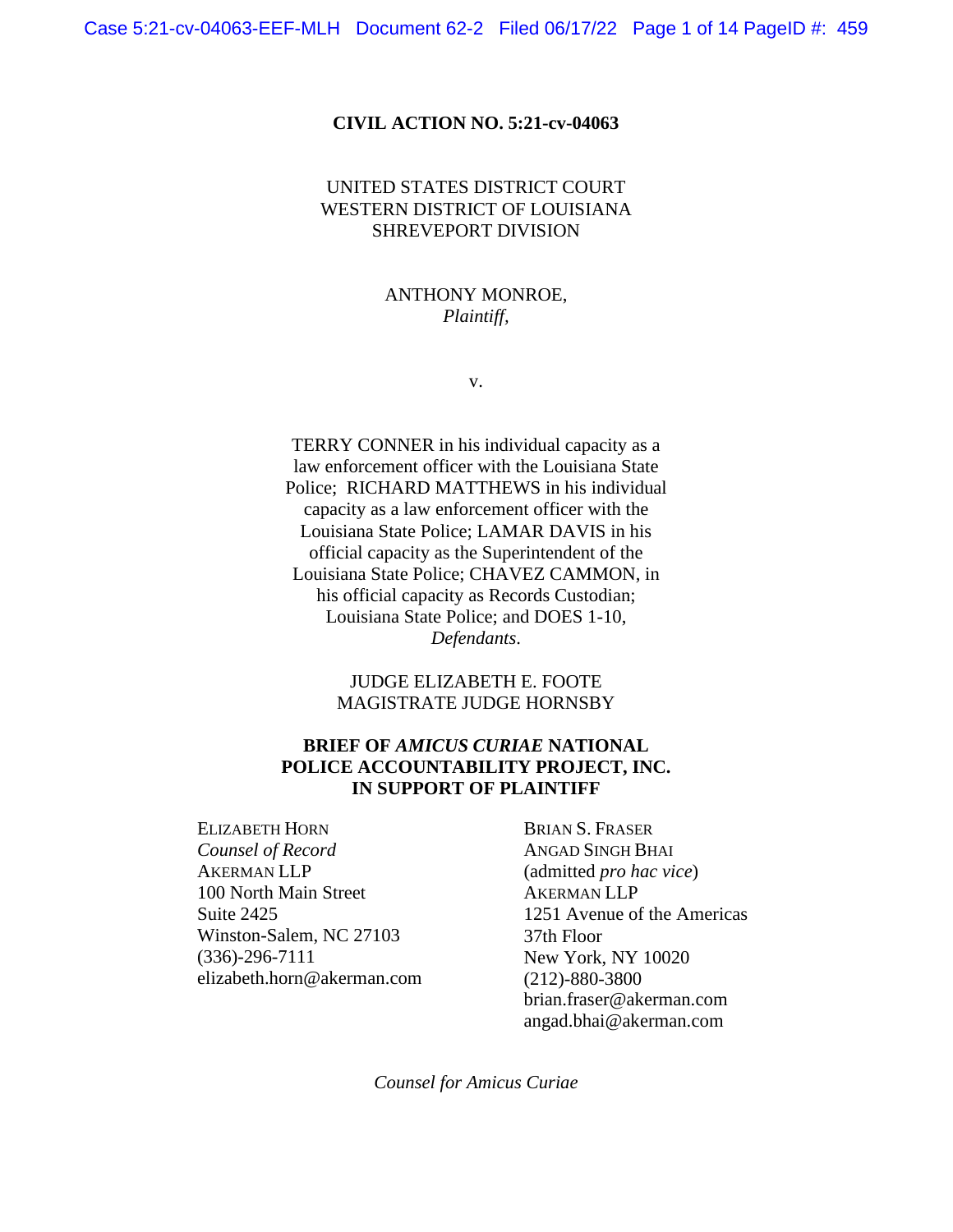**CIVIL ACTION NO. 5:21-cv-04063**

UNITED STATES DISTRICT COURT
WESTERN DISTRICT OF LOUISIANA
SHREVEPORT DIVISION

ANTHONY MONROE,
*Plaintiff*,

v.

TERRY CONNER in his individual capacity as a law enforcement officer with the Louisiana State Police; RICHARD MATTHEWS in his individual capacity as a law enforcement officer with the Louisiana State Police; LAMAR DAVIS in his official capacity as the Superintendent of the Louisiana State Police; CHAVEZ CAMMON, in his official capacity as Records Custodian; Louisiana State Police; and DOES 1-10,
*Defendants*.

JUDGE ELIZABETH E. FOOTE
MAGISTRATE JUDGE HORNSBY

**BRIEF OF *AMICUS CURIAE* NATIONAL POLICE ACCOUNTABILITY PROJECT, INC. IN SUPPORT OF PLAINTIFF**

ELIZABETH HORN
*Counsel of Record*
AKERMAN LLP
100 North Main Street
Suite 2425
Winston-Salem, NC 27103
(336)-296-7111
elizabeth.horn@akerman.com

BRIAN S. FRASER
ANGAD SINGH BHAI
(admitted *pro hac vice*)
AKERMAN LLP
1251 Avenue of the Americas
37th Floor
New York, NY 10020
(212)-880-3800
brian.fraser@akerman.com
angad.bhai@akerman.com

*Counsel for Amicus Curiae*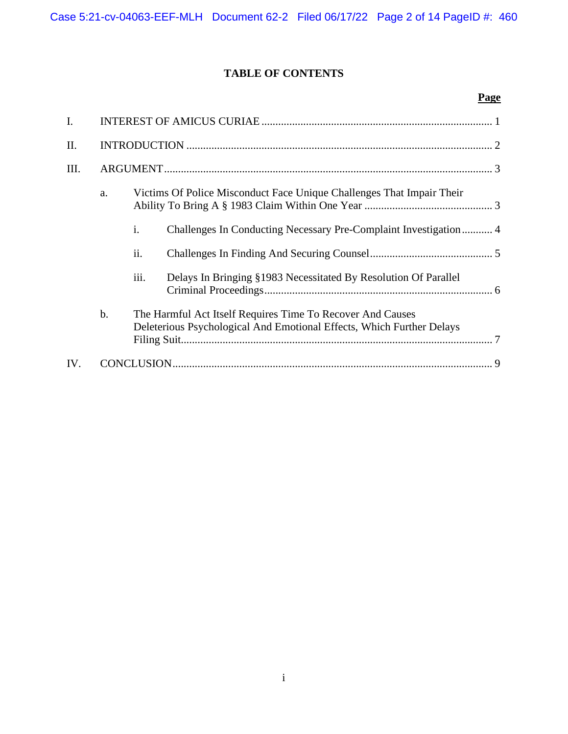# TABLE OF CONTENTS

**Page**

I. INTEREST OF AMICUS CURIAE .................................................................................... 1

II. INTRODUCTION ............................................................................................................ 2

III. ARGUMENT..................................................................................................................... 3

- a. Victims Of Police Misconduct Face Unique Challenges That Impair Their Ability To Bring A § 1983 Claim Within One Year ............................................. 3
  - i. Challenges In Conducting Necessary Pre-Complaint Investigation........... 4
  - ii. Challenges In Finding And Securing Counsel............................................ 5
  - iii. Delays In Bringing §1983 Necessitated By Resolution Of Parallel Criminal Proceedings.................................................................................. 6
- b. The Harmful Act Itself Requires Time To Recover And Causes Deleterious Psychological And Emotional Effects, Which Further Delays Filing Suit................................................................................................................ 7

IV. CONCLUSION.................................................................................................................. 9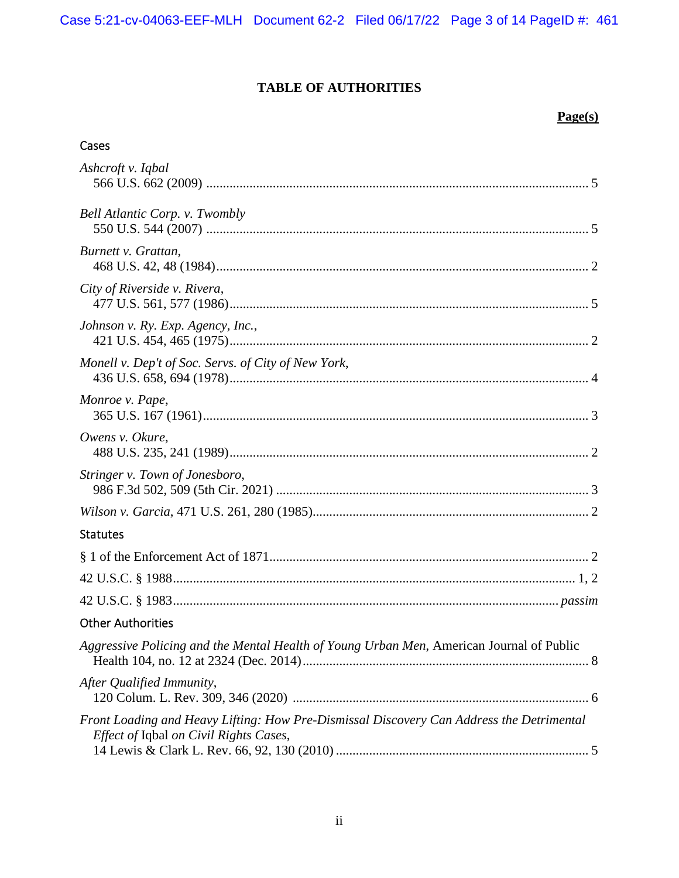# TABLE OF AUTHORITIES

**Page(s)**

## Cases

*Ashcroft v. Iqbal*
566 U.S. 662 (2009) .......... 5

*Bell Atlantic Corp. v. Twombly*
550 U.S. 544 (2007) .......... 5

*Burnett v. Grattan*,
468 U.S. 42, 48 (1984) .......... 2

*City of Riverside v. Rivera*,
477 U.S. 561, 577 (1986) .......... 5

*Johnson v. Ry. Exp. Agency, Inc.*,
421 U.S. 454, 465 (1975) .......... 2

*Monell v. Dep't of Soc. Servs. of City of New York*,
436 U.S. 658, 694 (1978) .......... 4

*Monroe v. Pape*,
365 U.S. 167 (1961) .......... 3

*Owens v. Okure*,
488 U.S. 235, 241 (1989) .......... 2

*Stringer v. Town of Jonesboro*,
986 F.3d 502, 509 (5th Cir. 2021) .......... 3

*Wilson v. Garcia*, 471 U.S. 261, 280 (1985) .......... 2

## Statutes

§ 1 of the Enforcement Act of 1871 .......... 2

42 U.S.C. § 1988 .......... 1, 2

42 U.S.C. § 1983 .......... *passim*

## Other Authorities

*Aggressive Policing and the Mental Health of Young Urban Men*, American Journal of Public Health 104, no. 12 at 2324 (Dec. 2014) .......... 8

*After Qualified Immunity*,
120 Colum. L. Rev. 309, 346 (2020) .......... 6

*Front Loading and Heavy Lifting: How Pre-Dismissal Discovery Can Address the Detrimental Effect of* Iqbal *on Civil Rights Cases*,
14 Lewis & Clark L. Rev. 66, 92, 130 (2010) .......... 5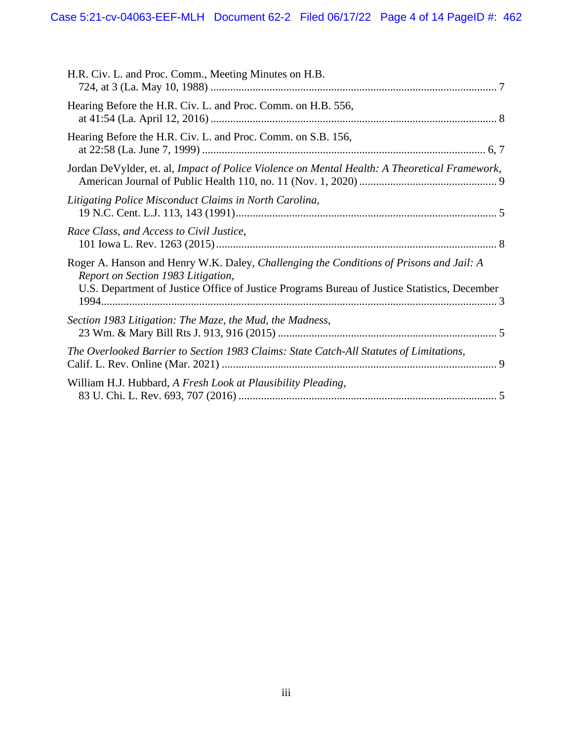H.R. Civ. L. and Proc. Comm., Meeting Minutes on H.B. 724, at 3 (La. May 10, 1988) ........................................................................................................ 7

Hearing Before the H.R. Civ. L. and Proc. Comm. on H.B. 556, at 41:54 (La. April 12, 2016) ........................................................................................................ 8

Hearing Before the H.R. Civ. L. and Proc. Comm. on S.B. 156, at 22:58 (La. June 7, 1999) ........................................................................................................ 6, 7

Jordan DeVylder, et. al, *Impact of Police Violence on Mental Health: A Theoretical Framework*, American Journal of Public Health 110, no. 11 (Nov. 1, 2020) ........................................................ 9

*Litigating Police Misconduct Claims in North Carolina*, 19 N.C. Cent. L.J. 113, 143 (1991)........................................................................................................ 5

*Race Class, and Access to Civil Justice*, 101 Iowa L. Rev. 1263 (2015)........................................................................................................ 8

Roger A. Hanson and Henry W.K. Daley, *Challenging the Conditions of Prisons and Jail: A Report on Section 1983 Litigation*, U.S. Department of Justice Office of Justice Programs Bureau of Justice Statistics, December 1994........................................................................................................ 3

*Section 1983 Litigation: The Maze, the Mud, the Madness*, 23 Wm. & Mary Bill Rts J. 913, 916 (2015) ........................................................................................................ 5

*The Overlooked Barrier to Section 1983 Claims: State Catch-All Statutes of Limitations*, Calif. L. Rev. Online (Mar. 2021) ........................................................................................................ 9

William H.J. Hubbard, *A Fresh Look at Plausibility Pleading*, 83 U. Chi. L. Rev. 693, 707 (2016) ........................................................................................................ 5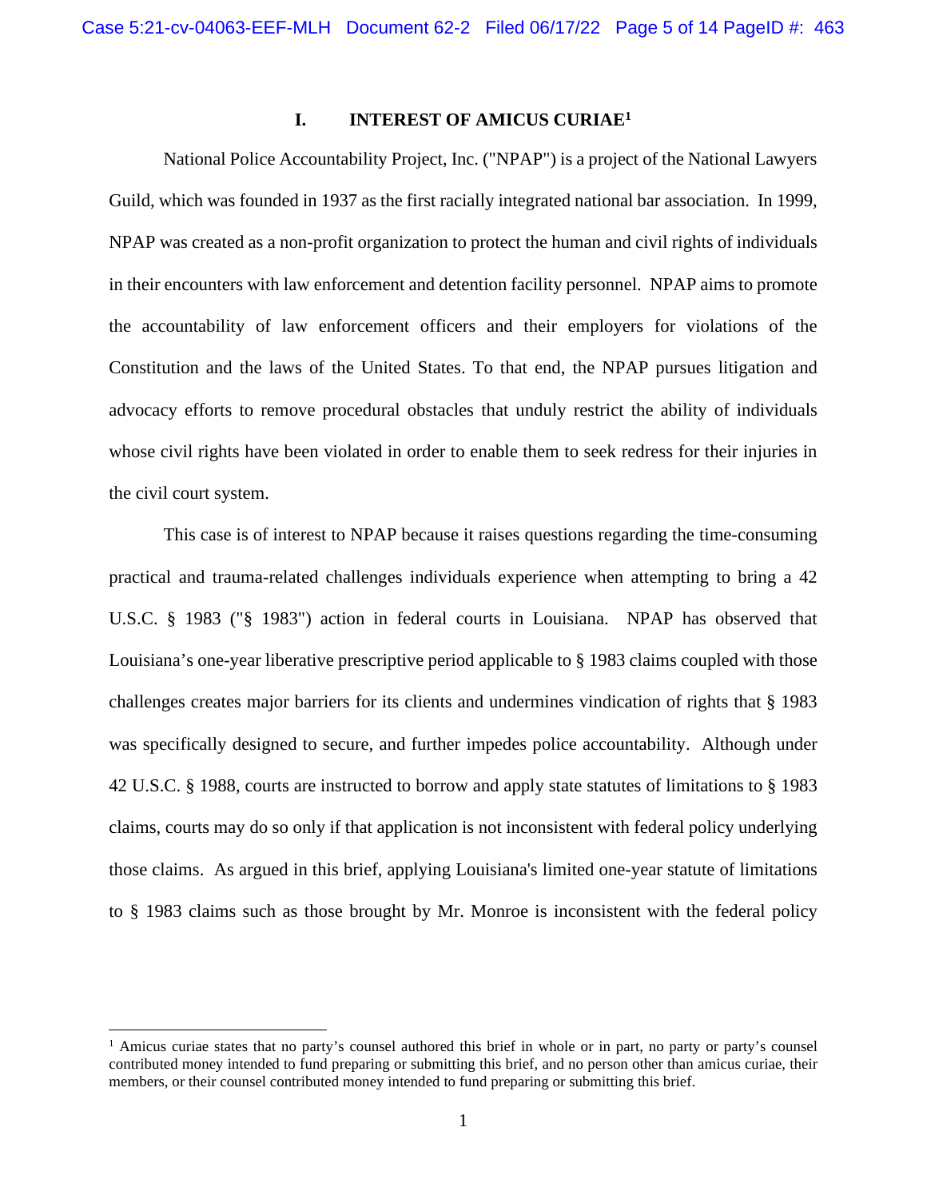## I. INTEREST OF AMICUS CURIAE[1]

National Police Accountability Project, Inc. ("NPAP") is a project of the National Lawyers Guild, which was founded in 1937 as the first racially integrated national bar association. In 1999, NPAP was created as a non-profit organization to protect the human and civil rights of individuals in their encounters with law enforcement and detention facility personnel. NPAP aims to promote the accountability of law enforcement officers and their employers for violations of the Constitution and the laws of the United States. To that end, the NPAP pursues litigation and advocacy efforts to remove procedural obstacles that unduly restrict the ability of individuals whose civil rights have been violated in order to enable them to seek redress for their injuries in the civil court system.

This case is of interest to NPAP because it raises questions regarding the time-consuming practical and trauma-related challenges individuals experience when attempting to bring a 42 U.S.C. § 1983 ("§ 1983") action in federal courts in Louisiana. NPAP has observed that Louisiana's one-year liberative prescriptive period applicable to § 1983 claims coupled with those challenges creates major barriers for its clients and undermines vindication of rights that § 1983 was specifically designed to secure, and further impedes police accountability. Although under 42 U.S.C. § 1988, courts are instructed to borrow and apply state statutes of limitations to § 1983 claims, courts may do so only if that application is not inconsistent with federal policy underlying those claims. As argued in this brief, applying Louisiana's limited one-year statute of limitations to § 1983 claims such as those brought by Mr. Monroe is inconsistent with the federal policy

---

[1] Amicus curiae states that no party's counsel authored this brief in whole or in part, no party or party's counsel contributed money intended to fund preparing or submitting this brief, and no person other than amicus curiae, their members, or their counsel contributed money intended to fund preparing or submitting this brief.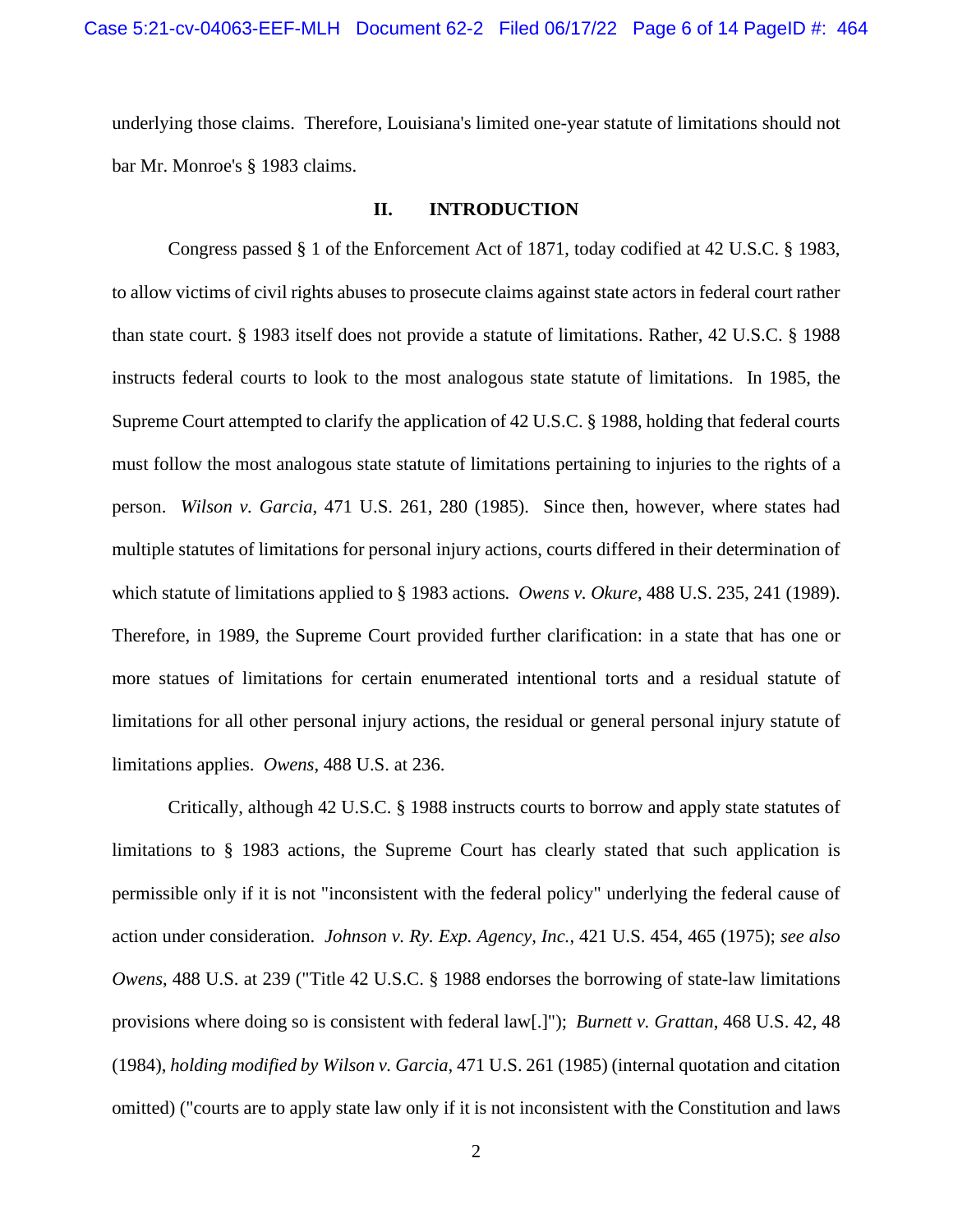underlying those claims. Therefore, Louisiana's limited one-year statute of limitations should not bar Mr. Monroe's § 1983 claims.

## II. INTRODUCTION

Congress passed § 1 of the Enforcement Act of 1871, today codified at 42 U.S.C. § 1983, to allow victims of civil rights abuses to prosecute claims against state actors in federal court rather than state court. § 1983 itself does not provide a statute of limitations. Rather, 42 U.S.C. § 1988 instructs federal courts to look to the most analogous state statute of limitations. In 1985, the Supreme Court attempted to clarify the application of 42 U.S.C. § 1988, holding that federal courts must follow the most analogous state statute of limitations pertaining to injuries to the rights of a person. *Wilson v. Garcia*, 471 U.S. 261, 280 (1985). Since then, however, where states had multiple statutes of limitations for personal injury actions, courts differed in their determination of which statute of limitations applied to § 1983 actions. *Owens v. Okure*, 488 U.S. 235, 241 (1989). Therefore, in 1989, the Supreme Court provided further clarification: in a state that has one or more statues of limitations for certain enumerated intentional torts and a residual statute of limitations for all other personal injury actions, the residual or general personal injury statute of limitations applies. *Owens*, 488 U.S. at 236.

Critically, although 42 U.S.C. § 1988 instructs courts to borrow and apply state statutes of limitations to § 1983 actions, the Supreme Court has clearly stated that such application is permissible only if it is not "inconsistent with the federal policy" underlying the federal cause of action under consideration. *Johnson v. Ry. Exp. Agency, Inc.*, 421 U.S. 454, 465 (1975); *see also Owens*, 488 U.S. at 239 ("Title 42 U.S.C. § 1988 endorses the borrowing of state-law limitations provisions where doing so is consistent with federal law[.]"); *Burnett v. Grattan*, 468 U.S. 42, 48 (1984), *holding modified by Wilson v. Garcia*, 471 U.S. 261 (1985) (internal quotation and citation omitted) ("courts are to apply state law only if it is not inconsistent with the Constitution and laws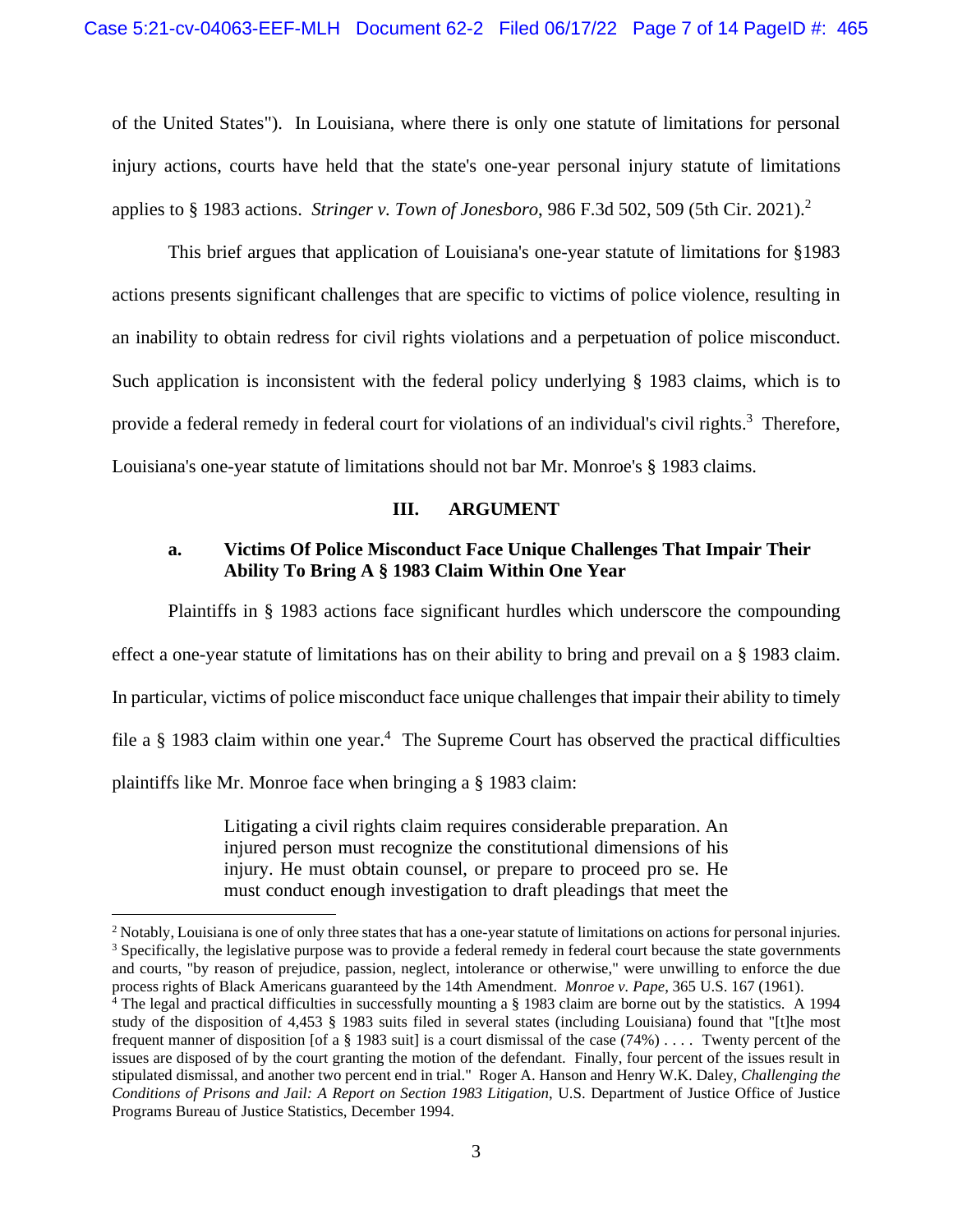of the United States"). In Louisiana, where there is only one statute of limitations for personal injury actions, courts have held that the state's one-year personal injury statute of limitations applies to § 1983 actions. *Stringer v. Town of Jonesboro*, 986 F.3d 502, 509 (5th Cir. 2021).[2]

This brief argues that application of Louisiana's one-year statute of limitations for §1983 actions presents significant challenges that are specific to victims of police violence, resulting in an inability to obtain redress for civil rights violations and a perpetuation of police misconduct. Such application is inconsistent with the federal policy underlying § 1983 claims, which is to provide a federal remedy in federal court for violations of an individual's civil rights.[3] Therefore, Louisiana's one-year statute of limitations should not bar Mr. Monroe's § 1983 claims.

## III. ARGUMENT

### a. Victims Of Police Misconduct Face Unique Challenges That Impair Their Ability To Bring A § 1983 Claim Within One Year

Plaintiffs in § 1983 actions face significant hurdles which underscore the compounding effect a one-year statute of limitations has on their ability to bring and prevail on a § 1983 claim. In particular, victims of police misconduct face unique challenges that impair their ability to timely file a § 1983 claim within one year.[4] The Supreme Court has observed the practical difficulties plaintiffs like Mr. Monroe face when bringing a § 1983 claim:

> Litigating a civil rights claim requires considerable preparation. An injured person must recognize the constitutional dimensions of his injury. He must obtain counsel, or prepare to proceed pro se. He must conduct enough investigation to draft pleadings that meet the

---

[2] Notably, Louisiana is one of only three states that has a one-year statute of limitations on actions for personal injuries.

[3] Specifically, the legislative purpose was to provide a federal remedy in federal court because the state governments and courts, "by reason of prejudice, passion, neglect, intolerance or otherwise," were unwilling to enforce the due process rights of Black Americans guaranteed by the 14th Amendment. *Monroe v. Pape*, 365 U.S. 167 (1961).

[4] The legal and practical difficulties in successfully mounting a § 1983 claim are borne out by the statistics. A 1994 study of the disposition of 4,453 § 1983 suits filed in several states (including Louisiana) found that "[t]he most frequent manner of disposition [of a § 1983 suit] is a court dismissal of the case (74%) . . . . Twenty percent of the issues are disposed of by the court granting the motion of the defendant. Finally, four percent of the issues result in stipulated dismissal, and another two percent end in trial." Roger A. Hanson and Henry W.K. Daley, *Challenging the Conditions of Prisons and Jail: A Report on Section 1983 Litigation*, U.S. Department of Justice Office of Justice Programs Bureau of Justice Statistics, December 1994.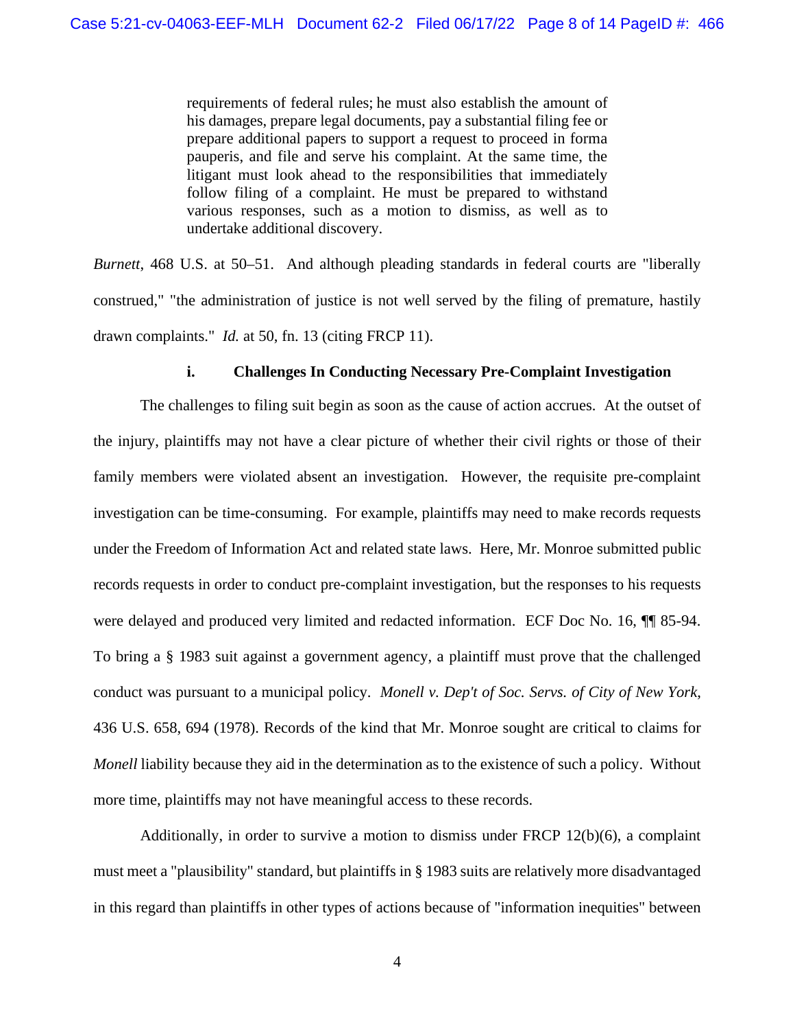> requirements of federal rules; he must also establish the amount of his damages, prepare legal documents, pay a substantial filing fee or prepare additional papers to support a request to proceed in forma pauperis, and file and serve his complaint. At the same time, the litigant must look ahead to the responsibilities that immediately follow filing of a complaint. He must be prepared to withstand various responses, such as a motion to dismiss, as well as to undertake additional discovery.

*Burnett*, 468 U.S. at 50–51. And although pleading standards in federal courts are "liberally construed," "the administration of justice is not well served by the filing of premature, hastily drawn complaints." *Id.* at 50, fn. 13 (citing FRCP 11).

**i. Challenges In Conducting Necessary Pre-Complaint Investigation**

The challenges to filing suit begin as soon as the cause of action accrues. At the outset of the injury, plaintiffs may not have a clear picture of whether their civil rights or those of their family members were violated absent an investigation. However, the requisite pre-complaint investigation can be time-consuming. For example, plaintiffs may need to make records requests under the Freedom of Information Act and related state laws. Here, Mr. Monroe submitted public records requests in order to conduct pre-complaint investigation, but the responses to his requests were delayed and produced very limited and redacted information. ECF Doc No. 16, ¶¶ 85-94. To bring a § 1983 suit against a government agency, a plaintiff must prove that the challenged conduct was pursuant to a municipal policy. *Monell v. Dep't of Soc. Servs. of City of New York*, 436 U.S. 658, 694 (1978). Records of the kind that Mr. Monroe sought are critical to claims for *Monell* liability because they aid in the determination as to the existence of such a policy. Without more time, plaintiffs may not have meaningful access to these records.

Additionally, in order to survive a motion to dismiss under FRCP 12(b)(6), a complaint must meet a "plausibility" standard, but plaintiffs in § 1983 suits are relatively more disadvantaged in this regard than plaintiffs in other types of actions because of "information inequities" between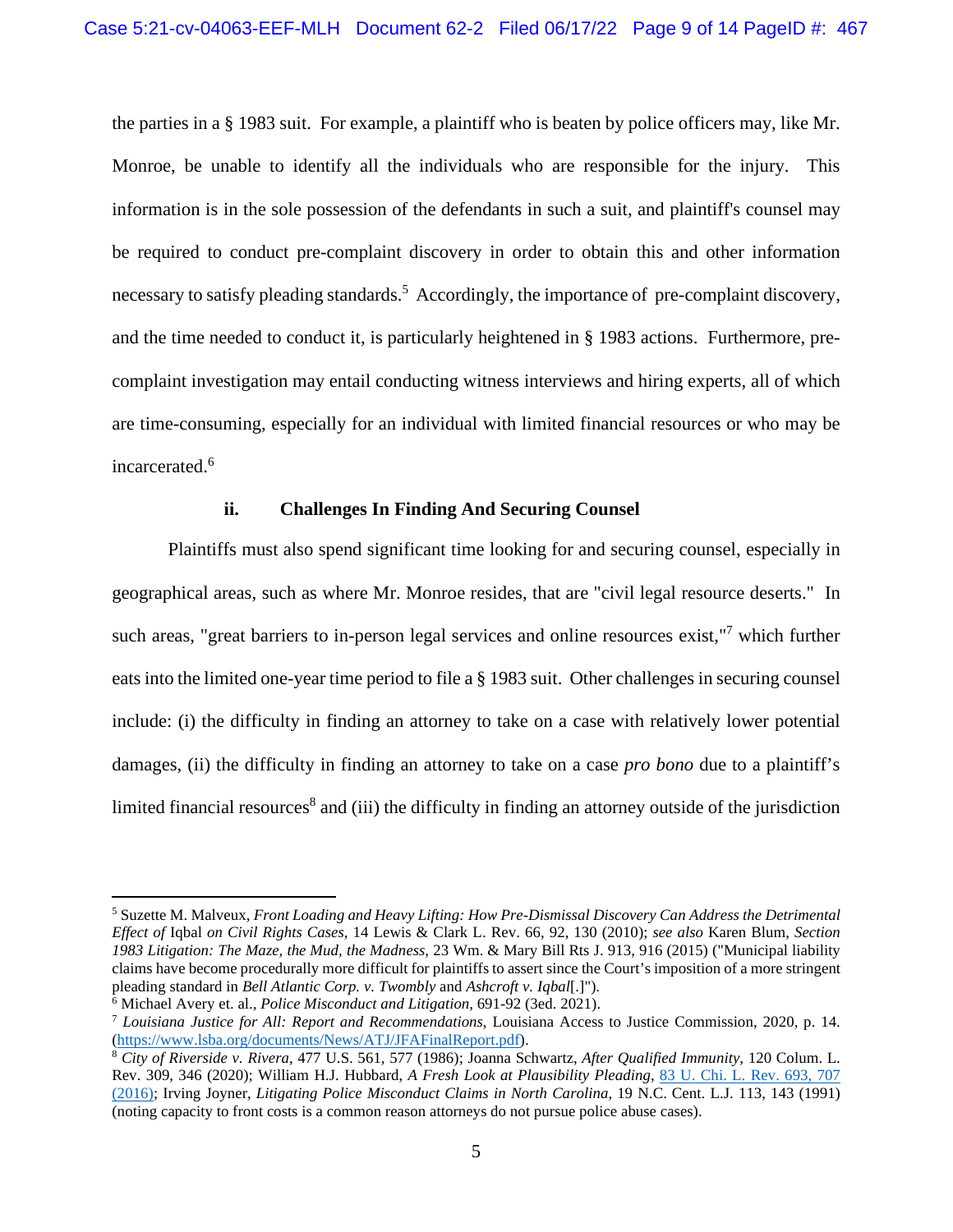the parties in a § 1983 suit. For example, a plaintiff who is beaten by police officers may, like Mr. Monroe, be unable to identify all the individuals who are responsible for the injury. This information is in the sole possession of the defendants in such a suit, and plaintiff's counsel may be required to conduct pre-complaint discovery in order to obtain this and other information necessary to satisfy pleading standards.[5] Accordingly, the importance of pre-complaint discovery, and the time needed to conduct it, is particularly heightened in § 1983 actions. Furthermore, pre-complaint investigation may entail conducting witness interviews and hiring experts, all of which are time-consuming, especially for an individual with limited financial resources or who may be incarcerated.[6]

**ii. Challenges In Finding And Securing Counsel**

Plaintiffs must also spend significant time looking for and securing counsel, especially in geographical areas, such as where Mr. Monroe resides, that are "civil legal resource deserts." In such areas, "great barriers to in-person legal services and online resources exist,"[7] which further eats into the limited one-year time period to file a § 1983 suit. Other challenges in securing counsel include: (i) the difficulty in finding an attorney to take on a case with relatively lower potential damages, (ii) the difficulty in finding an attorney to take on a case *pro bono* due to a plaintiff's limited financial resources[8] and (iii) the difficulty in finding an attorney outside of the jurisdiction

---

[5] Suzette M. Malveux, *Front Loading and Heavy Lifting: How Pre-Dismissal Discovery Can Address the Detrimental Effect of* Iqbal *on Civil Rights Cases*, 14 Lewis & Clark L. Rev. 66, 92, 130 (2010); *see also* Karen Blum, *Section 1983 Litigation: The Maze, the Mud, the Madness*, 23 Wm. & Mary Bill Rts J. 913, 916 (2015) ("Municipal liability claims have become procedurally more difficult for plaintiffs to assert since the Court's imposition of a more stringent pleading standard in *Bell Atlantic Corp. v. Twombly* and *Ashcroft v. Iqbal*[.]").

[6] Michael Avery et. al., *Police Misconduct and Litigation*, 691-92 (3ed. 2021).

[7] *Louisiana Justice for All: Report and Recommendations*, Louisiana Access to Justice Commission, 2020, p. 14. (https://www.lsba.org/documents/News/ATJ/JFAFinalReport.pdf).

[8] *City of Riverside v. Rivera*, 477 U.S. 561, 577 (1986); Joanna Schwartz, *After Qualified Immunity*, 120 Colum. L. Rev. 309, 346 (2020); William H.J. Hubbard, *A Fresh Look at Plausibility Pleading*, 83 U. Chi. L. Rev. 693, 707 (2016); Irving Joyner, *Litigating Police Misconduct Claims in North Carolina*, 19 N.C. Cent. L.J. 113, 143 (1991) (noting capacity to front costs is a common reason attorneys do not pursue police abuse cases).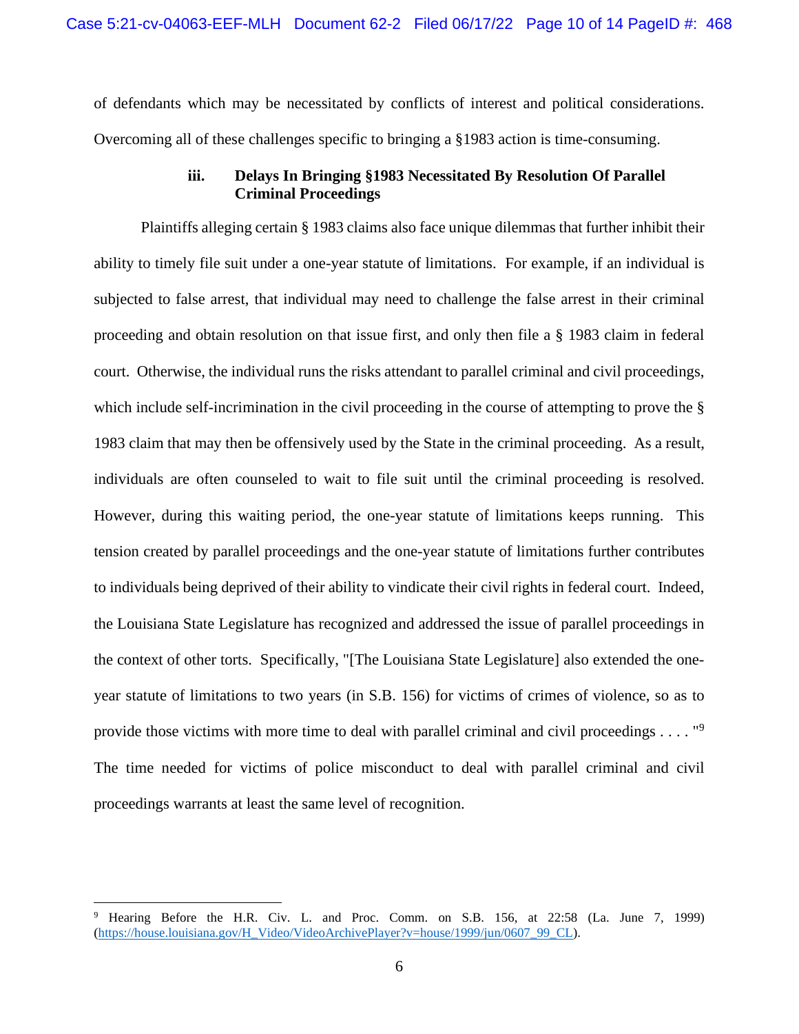of defendants which may be necessitated by conflicts of interest and political considerations. Overcoming all of these challenges specific to bringing a §1983 action is time-consuming.

### iii. Delays In Bringing §1983 Necessitated By Resolution Of Parallel Criminal Proceedings

Plaintiffs alleging certain § 1983 claims also face unique dilemmas that further inhibit their ability to timely file suit under a one-year statute of limitations. For example, if an individual is subjected to false arrest, that individual may need to challenge the false arrest in their criminal proceeding and obtain resolution on that issue first, and only then file a § 1983 claim in federal court. Otherwise, the individual runs the risks attendant to parallel criminal and civil proceedings, which include self-incrimination in the civil proceeding in the course of attempting to prove the § 1983 claim that may then be offensively used by the State in the criminal proceeding. As a result, individuals are often counseled to wait to file suit until the criminal proceeding is resolved. However, during this waiting period, the one-year statute of limitations keeps running. This tension created by parallel proceedings and the one-year statute of limitations further contributes to individuals being deprived of their ability to vindicate their civil rights in federal court. Indeed, the Louisiana State Legislature has recognized and addressed the issue of parallel proceedings in the context of other torts. Specifically, "[The Louisiana State Legislature] also extended the one-year statute of limitations to two years (in S.B. 156) for victims of crimes of violence, so as to provide those victims with more time to deal with parallel criminal and civil proceedings . . . . "[9] The time needed for victims of police misconduct to deal with parallel criminal and civil proceedings warrants at least the same level of recognition.

---

[9] Hearing Before the H.R. Civ. L. and Proc. Comm. on S.B. 156, at 22:58 (La. June 7, 1999) (https://house.louisiana.gov/H_Video/VideoArchivePlayer?v=house/1999/jun/0607_99_CL).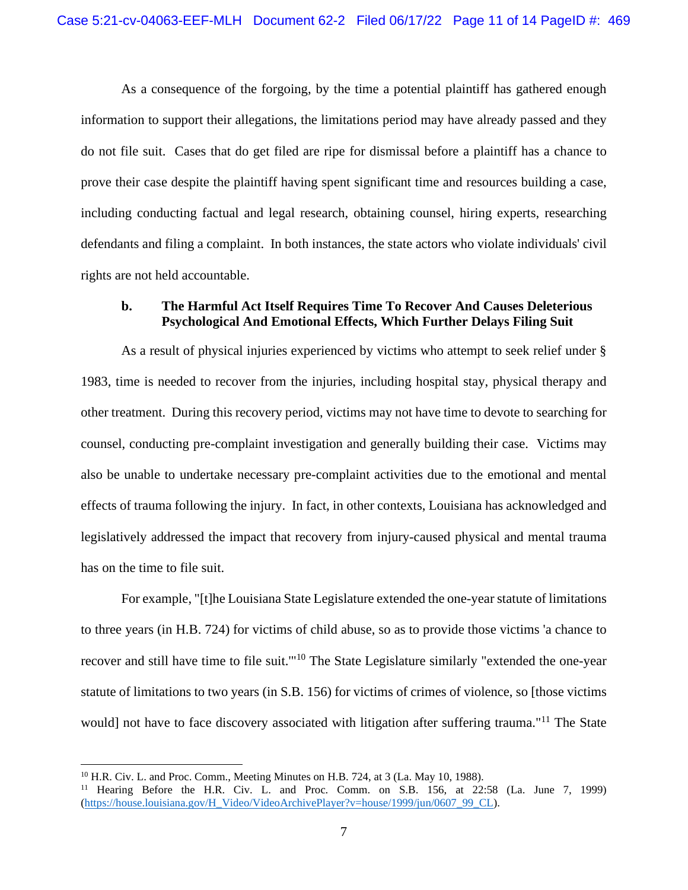As a consequence of the forgoing, by the time a potential plaintiff has gathered enough information to support their allegations, the limitations period may have already passed and they do not file suit. Cases that do get filed are ripe for dismissal before a plaintiff has a chance to prove their case despite the plaintiff having spent significant time and resources building a case, including conducting factual and legal research, obtaining counsel, hiring experts, researching defendants and filing a complaint. In both instances, the state actors who violate individuals' civil rights are not held accountable.

**b. The Harmful Act Itself Requires Time To Recover And Causes Deleterious Psychological And Emotional Effects, Which Further Delays Filing Suit**

As a result of physical injuries experienced by victims who attempt to seek relief under § 1983, time is needed to recover from the injuries, including hospital stay, physical therapy and other treatment. During this recovery period, victims may not have time to devote to searching for counsel, conducting pre-complaint investigation and generally building their case. Victims may also be unable to undertake necessary pre-complaint activities due to the emotional and mental effects of trauma following the injury. In fact, in other contexts, Louisiana has acknowledged and legislatively addressed the impact that recovery from injury-caused physical and mental trauma has on the time to file suit.

For example, "[t]he Louisiana State Legislature extended the one-year statute of limitations to three years (in H.B. 724) for victims of child abuse, so as to provide those victims 'a chance to recover and still have time to file suit.'"[10] The State Legislature similarly "extended the one-year statute of limitations to two years (in S.B. 156) for victims of crimes of violence, so [those victims would] not have to face discovery associated with litigation after suffering trauma."[11] The State

---

[10] H.R. Civ. L. and Proc. Comm., Meeting Minutes on H.B. 724, at 3 (La. May 10, 1988).

[11] Hearing Before the H.R. Civ. L. and Proc. Comm. on S.B. 156, at 22:58 (La. June 7, 1999) (https://house.louisiana.gov/H_Video/VideoArchivePlayer?v=house/1999/jun/0607_99_CL).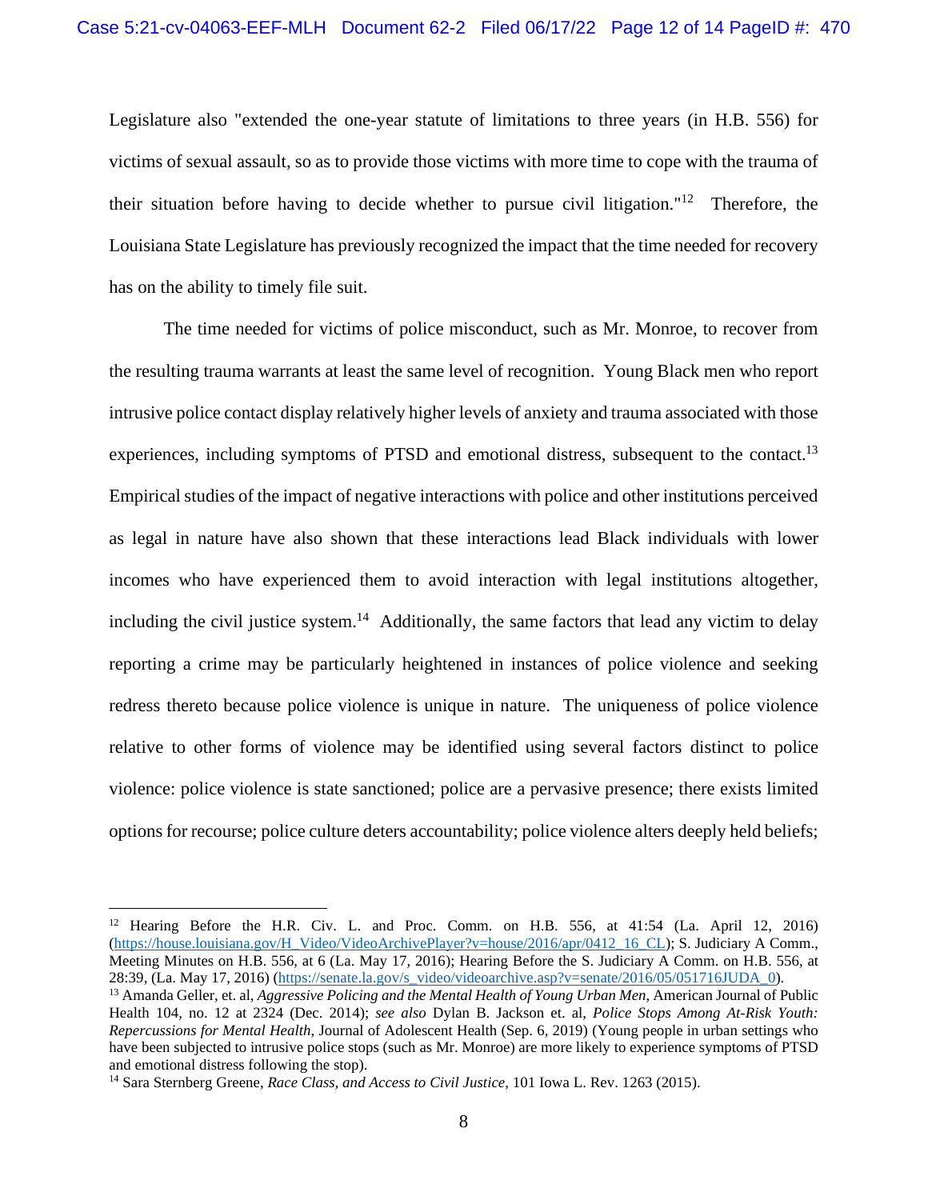Legislature also "extended the one-year statute of limitations to three years (in H.B. 556) for victims of sexual assault, so as to provide those victims with more time to cope with the trauma of their situation before having to decide whether to pursue civil litigation."[12] Therefore, the Louisiana State Legislature has previously recognized the impact that the time needed for recovery has on the ability to timely file suit.

The time needed for victims of police misconduct, such as Mr. Monroe, to recover from the resulting trauma warrants at least the same level of recognition. Young Black men who report intrusive police contact display relatively higher levels of anxiety and trauma associated with those experiences, including symptoms of PTSD and emotional distress, subsequent to the contact.[13] Empirical studies of the impact of negative interactions with police and other institutions perceived as legal in nature have also shown that these interactions lead Black individuals with lower incomes who have experienced them to avoid interaction with legal institutions altogether, including the civil justice system.[14] Additionally, the same factors that lead any victim to delay reporting a crime may be particularly heightened in instances of police violence and seeking redress thereto because police violence is unique in nature. The uniqueness of police violence relative to other forms of violence may be identified using several factors distinct to police violence: police violence is state sanctioned; police are a pervasive presence; there exists limited options for recourse; police culture deters accountability; police violence alters deeply held beliefs;

---

[12] Hearing Before the H.R. Civ. L. and Proc. Comm. on H.B. 556, at 41:54 (La. April 12, 2016) (https://house.louisiana.gov/H_Video/VideoArchivePlayer?v=house/2016/apr/0412_16_CL); S. Judiciary A Comm., Meeting Minutes on H.B. 556, at 6 (La. May 17, 2016); Hearing Before the S. Judiciary A Comm. on H.B. 556, at 28:39, (La. May 17, 2016) (https://senate.la.gov/s_video/videoarchive.asp?v=senate/2016/05/051716JUDA_0).

[13] Amanda Geller, et. al, *Aggressive Policing and the Mental Health of Young Urban Men*, American Journal of Public Health 104, no. 12 at 2324 (Dec. 2014); *see also* Dylan B. Jackson et. al, *Police Stops Among At-Risk Youth: Repercussions for Mental Health*, Journal of Adolescent Health (Sep. 6, 2019) (Young people in urban settings who have been subjected to intrusive police stops (such as Mr. Monroe) are more likely to experience symptoms of PTSD and emotional distress following the stop).

[14] Sara Sternberg Greene, *Race Class, and Access to Civil Justice*, 101 Iowa L. Rev. 1263 (2015).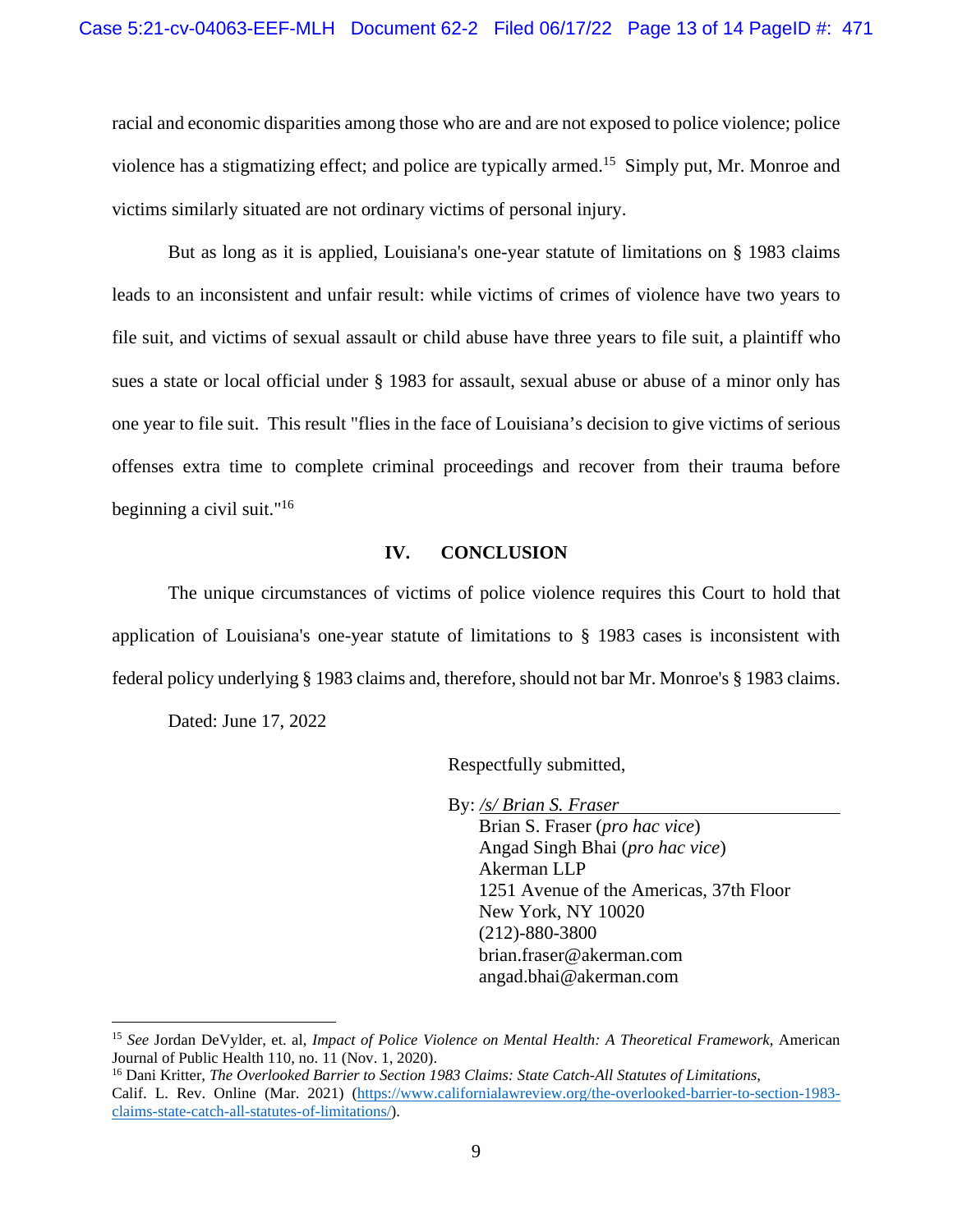racial and economic disparities among those who are and are not exposed to police violence; police violence has a stigmatizing effect; and police are typically armed.[15] Simply put, Mr. Monroe and victims similarly situated are not ordinary victims of personal injury.

But as long as it is applied, Louisiana's one-year statute of limitations on § 1983 claims leads to an inconsistent and unfair result: while victims of crimes of violence have two years to file suit, and victims of sexual assault or child abuse have three years to file suit, a plaintiff who sues a state or local official under § 1983 for assault, sexual abuse or abuse of a minor only has one year to file suit. This result "flies in the face of Louisiana's decision to give victims of serious offenses extra time to complete criminal proceedings and recover from their trauma before beginning a civil suit."[16]

## IV. CONCLUSION

The unique circumstances of victims of police violence requires this Court to hold that application of Louisiana's one-year statute of limitations to § 1983 cases is inconsistent with federal policy underlying § 1983 claims and, therefore, should not bar Mr. Monroe's § 1983 claims.

Dated: June 17, 2022

Respectfully submitted,

By: */s/ Brian S. Fraser*
Brian S. Fraser (*pro hac vice*)
Angad Singh Bhai (*pro hac vice*)
Akerman LLP
1251 Avenue of the Americas, 37th Floor
New York, NY 10020
(212)-880-3800
brian.fraser@akerman.com
angad.bhai@akerman.com

---

[15] *See* Jordan DeVylder, et. al, *Impact of Police Violence on Mental Health: A Theoretical Framework*, American Journal of Public Health 110, no. 11 (Nov. 1, 2020).

[16] Dani Kritter, *The Overlooked Barrier to Section 1983 Claims: State Catch-All Statutes of Limitations*, Calif. L. Rev. Online (Mar. 2021) (https://www.californialawreview.org/the-overlooked-barrier-to-section-1983-claims-state-catch-all-statutes-of-limitations/).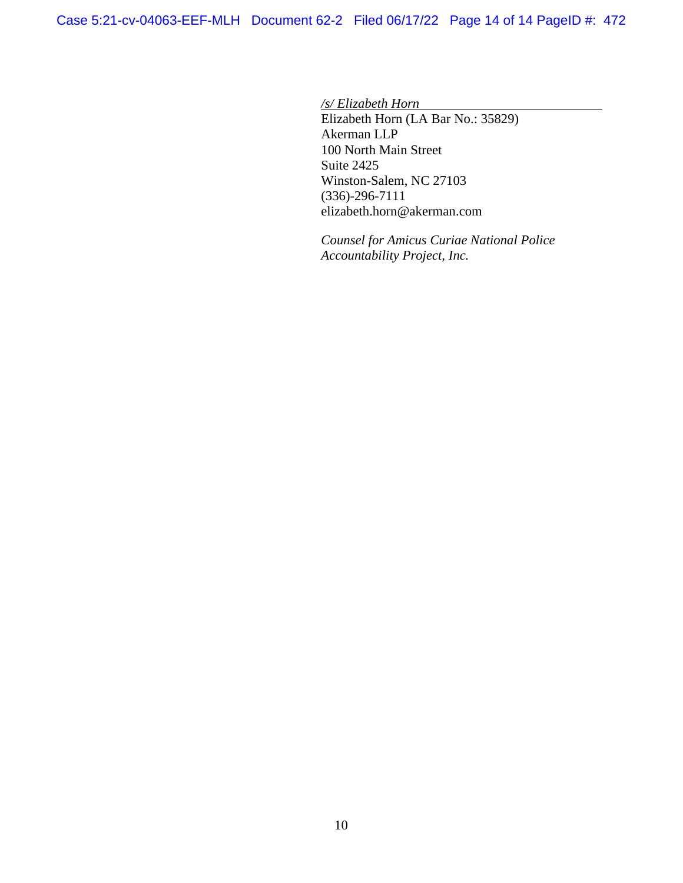*/s/ Elizabeth Horn*

Elizabeth Horn (LA Bar No.: 35829)
Akerman LLP
100 North Main Street
Suite 2425
Winston-Salem, NC 27103
(336)-296-7111
elizabeth.horn@akerman.com

*Counsel for Amicus Curiae National Police Accountability Project, Inc.*